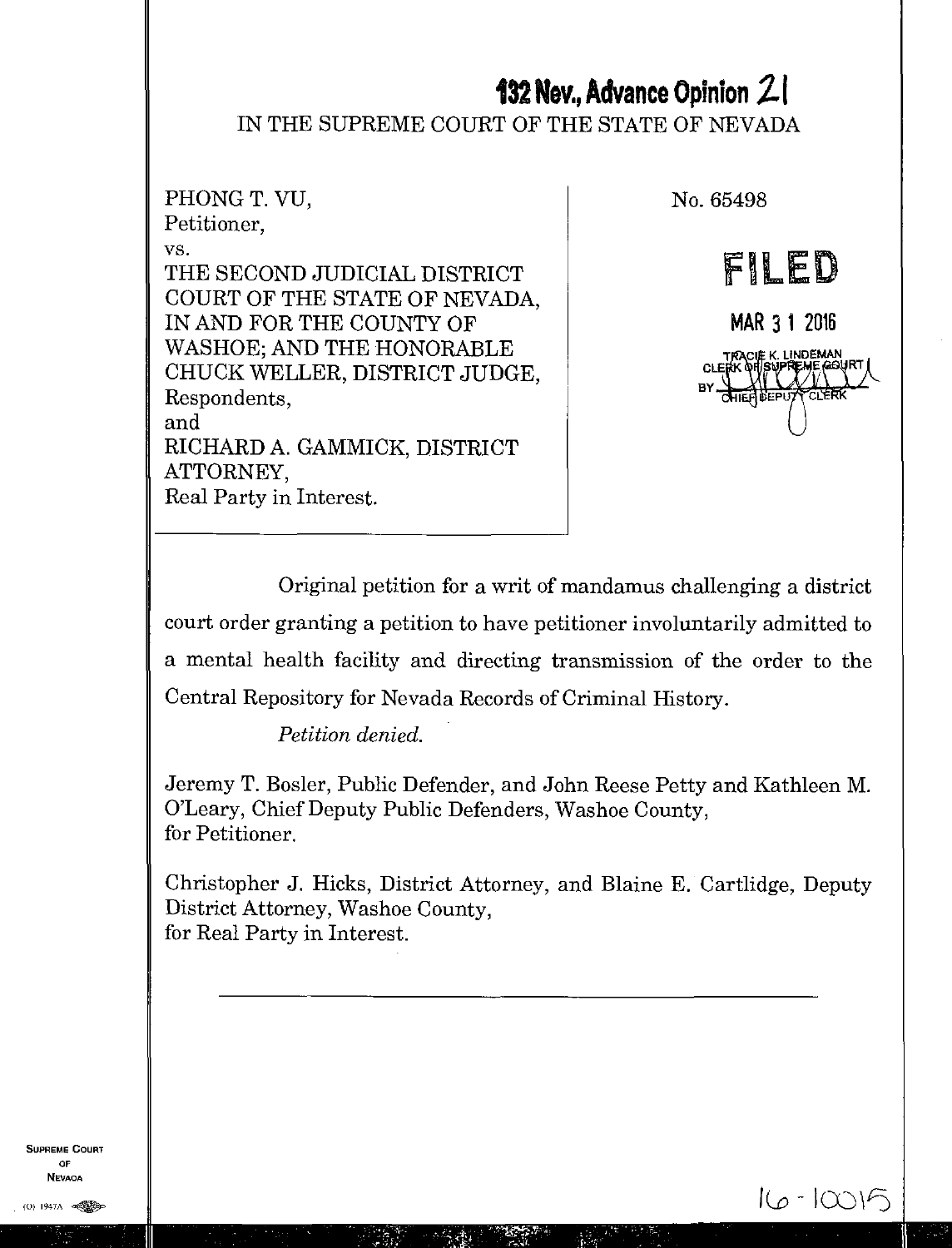**132 Nev., Advance Opinion 21**

IN THE SUPREME COURT OF THE STATE OF NEVADA

PHONG T. VU,
Petitioner,
vs.
THE SECOND JUDICIAL DISTRICT COURT OF THE STATE OF NEVADA, IN AND FOR THE COUNTY OF WASHOE; AND THE HONORABLE CHUCK WELLER, DISTRICT JUDGE,
Respondents,
and
RICHARD A. GAMMICK, DISTRICT ATTORNEY,
Real Party in Interest.

No. 65498

**FILED**

MAR 31 2016

TRACIE K. LINDEMAN
CLERK OF SUPREME COURT
BY
CHIEF DEPUTY CLERK

Original petition for a writ of mandamus challenging a district court order granting a petition to have petitioner involuntarily admitted to a mental health facility and directing transmission of the order to the Central Repository for Nevada Records of Criminal History.

*Petition denied.*

Jeremy T. Bosler, Public Defender, and John Reese Petty and Kathleen M. O'Leary, Chief Deputy Public Defenders, Washoe County,
for Petitioner.

Christopher J. Hicks, District Attorney, and Blaine E. Cartlidge, Deputy District Attorney, Washoe County,
for Real Party in Interest.

16-10015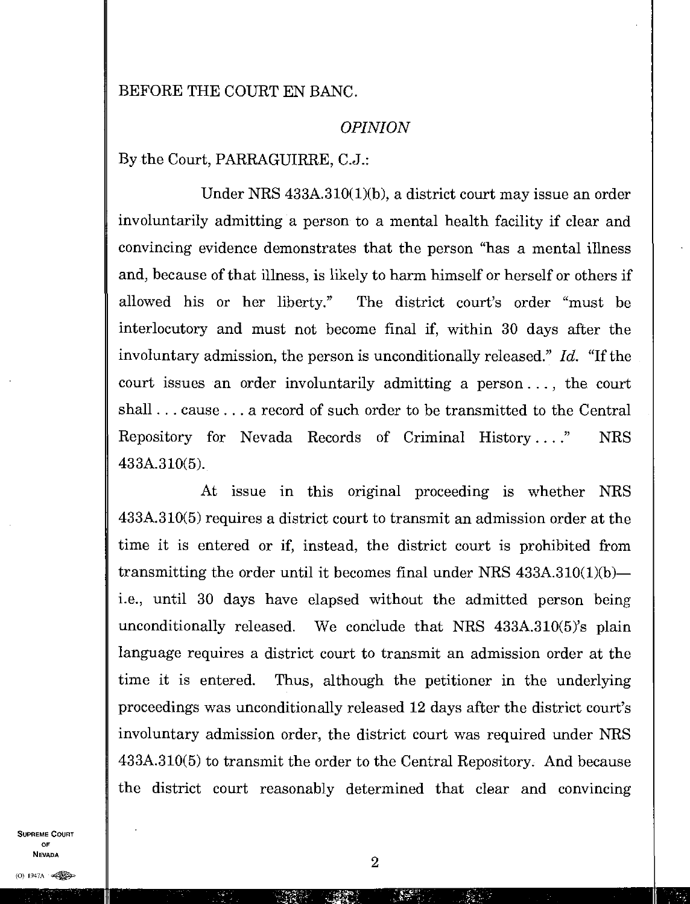BEFORE THE COURT EN BANC.

*OPINION*

By the Court, PARRAGUIRRE, C.J.:

Under NRS 433A.310(1)(b), a district court may issue an order involuntarily admitting a person to a mental health facility if clear and convincing evidence demonstrates that the person "has a mental illness and, because of that illness, is likely to harm himself or herself or others if allowed his or her liberty." The district court's order "must be interlocutory and must not become final if, within 30 days after the involuntary admission, the person is unconditionally released." *Id.* "If the court issues an order involuntarily admitting a person . . . , the court shall . . . cause . . . a record of such order to be transmitted to the Central Repository for Nevada Records of Criminal History . . . ." NRS 433A.310(5).

At issue in this original proceeding is whether NRS 433A.310(5) requires a district court to transmit an admission order at the time it is entered or if, instead, the district court is prohibited from transmitting the order until it becomes final under NRS 433A.310(1)(b)—i.e., until 30 days have elapsed without the admitted person being unconditionally released. We conclude that NRS 433A.310(5)'s plain language requires a district court to transmit an admission order at the time it is entered. Thus, although the petitioner in the underlying proceedings was unconditionally released 12 days after the district court's involuntary admission order, the district court was required under NRS 433A.310(5) to transmit the order to the Central Repository. And because the district court reasonably determined that clear and convincing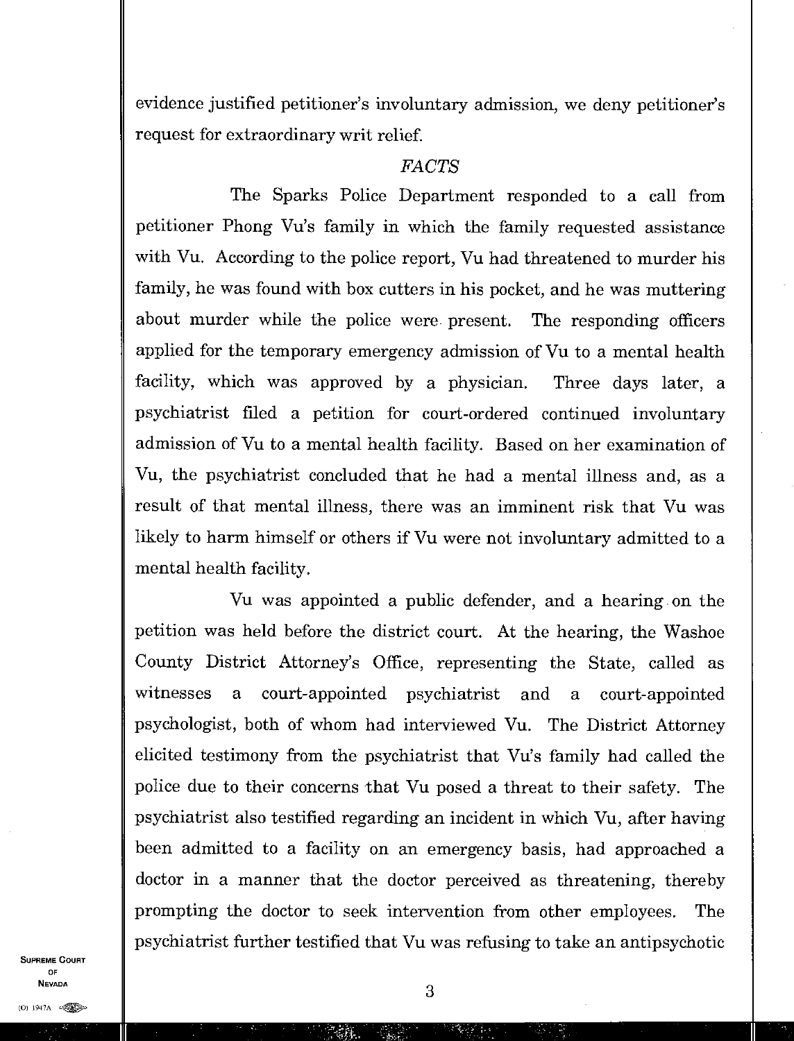evidence justified petitioner's involuntary admission, we deny petitioner's request for extraordinary writ relief.

## *FACTS*

The Sparks Police Department responded to a call from petitioner Phong Vu's family in which the family requested assistance with Vu. According to the police report, Vu had threatened to murder his family, he was found with box cutters in his pocket, and he was muttering about murder while the police were present. The responding officers applied for the temporary emergency admission of Vu to a mental health facility, which was approved by a physician. Three days later, a psychiatrist filed a petition for court-ordered continued involuntary admission of Vu to a mental health facility. Based on her examination of Vu, the psychiatrist concluded that he had a mental illness and, as a result of that mental illness, there was an imminent risk that Vu was likely to harm himself or others if Vu were not involuntary admitted to a mental health facility.

Vu was appointed a public defender, and a hearing on the petition was held before the district court. At the hearing, the Washoe County District Attorney's Office, representing the State, called as witnesses a court-appointed psychiatrist and a court-appointed psychologist, both of whom had interviewed Vu. The District Attorney elicited testimony from the psychiatrist that Vu's family had called the police due to their concerns that Vu posed a threat to their safety. The psychiatrist also testified regarding an incident in which Vu, after having been admitted to a facility on an emergency basis, had approached a doctor in a manner that the doctor perceived as threatening, thereby prompting the doctor to seek intervention from other employees. The psychiatrist further testified that Vu was refusing to take an antipsychotic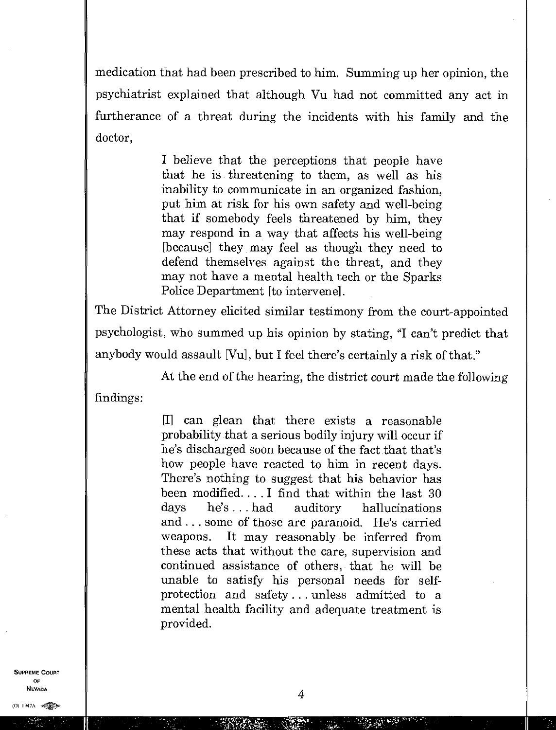medication that had been prescribed to him. Summing up her opinion, the psychiatrist explained that although Vu had not committed any act in furtherance of a threat during the incidents with his family and the doctor,

> I believe that the perceptions that people have that he is threatening to them, as well as his inability to communicate in an organized fashion, put him at risk for his own safety and well-being that if somebody feels threatened by him, they may respond in a way that affects his well-being [because] they may feel as though they need to defend themselves against the threat, and they may not have a mental health tech or the Sparks Police Department [to intervene].

The District Attorney elicited similar testimony from the court-appointed psychologist, who summed up his opinion by stating, "I can't predict that anybody would assault [Vu], but I feel there's certainly a risk of that."

At the end of the hearing, the district court made the following findings:

> [I] can glean that there exists a reasonable probability that a serious bodily injury will occur if he's discharged soon because of the fact that that's how people have reacted to him in recent days. There's nothing to suggest that his behavior has been modified. . . . I find that within the last 30 days he's . . . had auditory hallucinations and . . . some of those are paranoid. He's carried weapons. It may reasonably be inferred from these acts that without the care, supervision and continued assistance of others, that he will be unable to satisfy his personal needs for self-protection and safety . . . unless admitted to a mental health facility and adequate treatment is provided.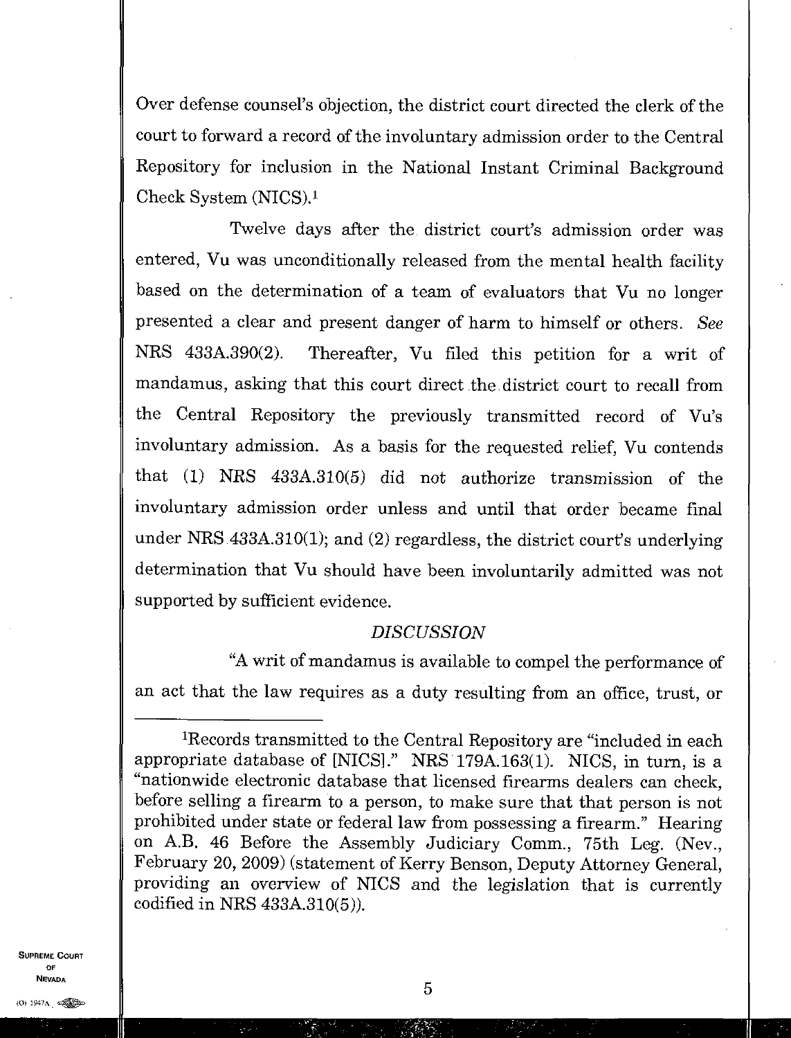Over defense counsel's objection, the district court directed the clerk of the court to forward a record of the involuntary admission order to the Central Repository for inclusion in the National Instant Criminal Background Check System (NICS).[1]

Twelve days after the district court's admission order was entered, Vu was unconditionally released from the mental health facility based on the determination of a team of evaluators that Vu no longer presented a clear and present danger of harm to himself or others. *See* NRS 433A.390(2). Thereafter, Vu filed this petition for a writ of mandamus, asking that this court direct the district court to recall from the Central Repository the previously transmitted record of Vu's involuntary admission. As a basis for the requested relief, Vu contends that (1) NRS 433A.310(5) did not authorize transmission of the involuntary admission order unless and until that order became final under NRS 433A.310(1); and (2) regardless, the district court's underlying determination that Vu should have been involuntarily admitted was not supported by sufficient evidence.

### *DISCUSSION*

"A writ of mandamus is available to compel the performance of an act that the law requires as a duty resulting from an office, trust, or

---

[1]Records transmitted to the Central Repository are "included in each appropriate database of [NICS]." NRS 179A.163(1). NICS, in turn, is a "nationwide electronic database that licensed firearms dealers can check, before selling a firearm to a person, to make sure that that person is not prohibited under state or federal law from possessing a firearm." Hearing on A.B. 46 Before the Assembly Judiciary Comm., 75th Leg. (Nev., February 20, 2009) (statement of Kerry Benson, Deputy Attorney General, providing an overview of NICS and the legislation that is currently codified in NRS 433A.310(5)).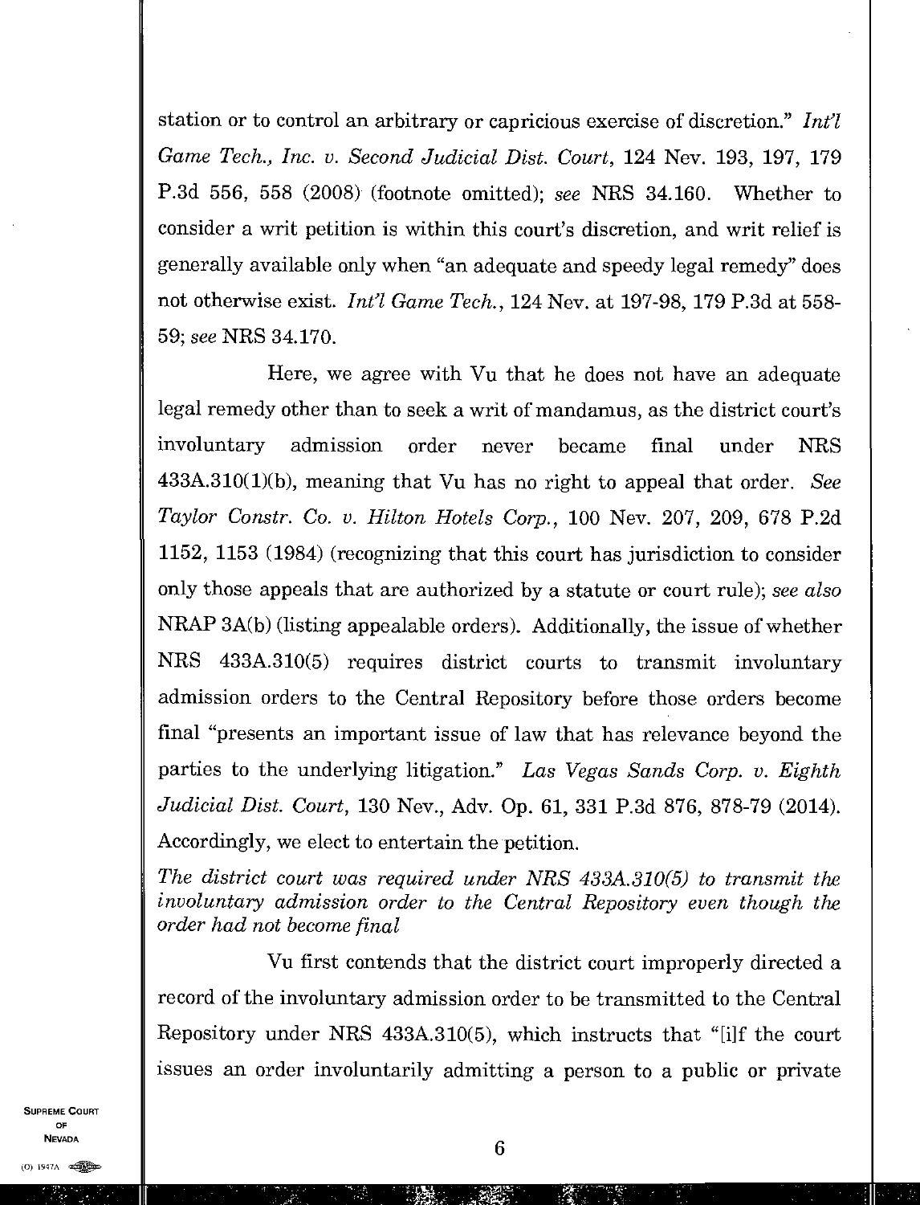station or to control an arbitrary or capricious exercise of discretion." *Int'l Game Tech., Inc. v. Second Judicial Dist. Court*, 124 Nev. 193, 197, 179 P.3d 556, 558 (2008) (footnote omitted); *see* NRS 34.160. Whether to consider a writ petition is within this court's discretion, and writ relief is generally available only when "an adequate and speedy legal remedy" does not otherwise exist. *Int'l Game Tech.*, 124 Nev. at 197-98, 179 P.3d at 558-59; *see* NRS 34.170.

Here, we agree with Vu that he does not have an adequate legal remedy other than to seek a writ of mandamus, as the district court's involuntary admission order never became final under NRS 433A.310(1)(b), meaning that Vu has no right to appeal that order. *See Taylor Constr. Co. v. Hilton Hotels Corp.*, 100 Nev. 207, 209, 678 P.2d 1152, 1153 (1984) (recognizing that this court has jurisdiction to consider only those appeals that are authorized by a statute or court rule); *see also* NRAP 3A(b) (listing appealable orders). Additionally, the issue of whether NRS 433A.310(5) requires district courts to transmit involuntary admission orders to the Central Repository before those orders become final "presents an important issue of law that has relevance beyond the parties to the underlying litigation." *Las Vegas Sands Corp. v. Eighth Judicial Dist. Court*, 130 Nev., Adv. Op. 61, 331 P.3d 876, 878-79 (2014). Accordingly, we elect to entertain the petition.

*The district court was required under NRS 433A.310(5) to transmit the involuntary admission order to the Central Repository even though the order had not become final*

Vu first contends that the district court improperly directed a record of the involuntary admission order to be transmitted to the Central Repository under NRS 433A.310(5), which instructs that "[i]f the court issues an order involuntarily admitting a person to a public or private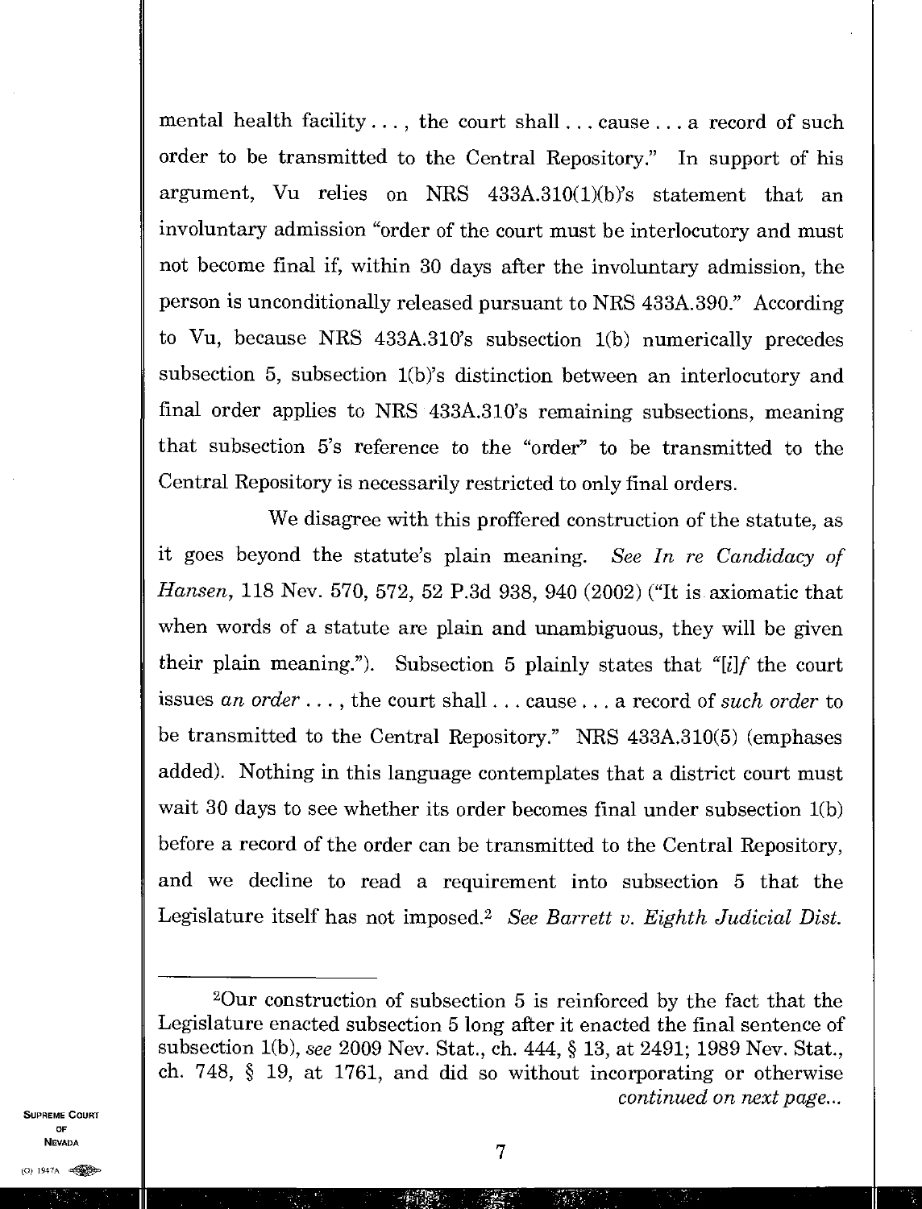mental health facility . . . , the court shall . . . cause . . . a record of such order to be transmitted to the Central Repository." In support of his argument, Vu relies on NRS 433A.310(1)(b)'s statement that an involuntary admission "order of the court must be interlocutory and must not become final if, within 30 days after the involuntary admission, the person is unconditionally released pursuant to NRS 433A.390." According to Vu, because NRS 433A.310's subsection 1(b) numerically precedes subsection 5, subsection 1(b)'s distinction between an interlocutory and final order applies to NRS 433A.310's remaining subsections, meaning that subsection 5's reference to the "order" to be transmitted to the Central Repository is necessarily restricted to only final orders.

We disagree with this proffered construction of the statute, as it goes beyond the statute's plain meaning. *See In re Candidacy of Hansen*, 118 Nev. 570, 572, 52 P.3d 938, 940 (2002) ("It is axiomatic that when words of a statute are plain and unambiguous, they will be given their plain meaning."). Subsection 5 plainly states that "[*i*]*f* the court issues *an order* . . . , the court shall . . . cause . . . a record of *such order* to be transmitted to the Central Repository." NRS 433A.310(5) (emphases added). Nothing in this language contemplates that a district court must wait 30 days to see whether its order becomes final under subsection 1(b) before a record of the order can be transmitted to the Central Repository, and we decline to read a requirement into subsection 5 that the Legislature itself has not imposed.[2] *See Barrett v. Eighth Judicial Dist.*

---

[2]Our construction of subsection 5 is reinforced by the fact that the Legislature enacted subsection 5 long after it enacted the final sentence of subsection 1(b), *see* 2009 Nev. Stat., ch. 444, § 13, at 2491; 1989 Nev. Stat., ch. 748, § 19, at 1761, and did so without incorporating or otherwise *continued on next page...*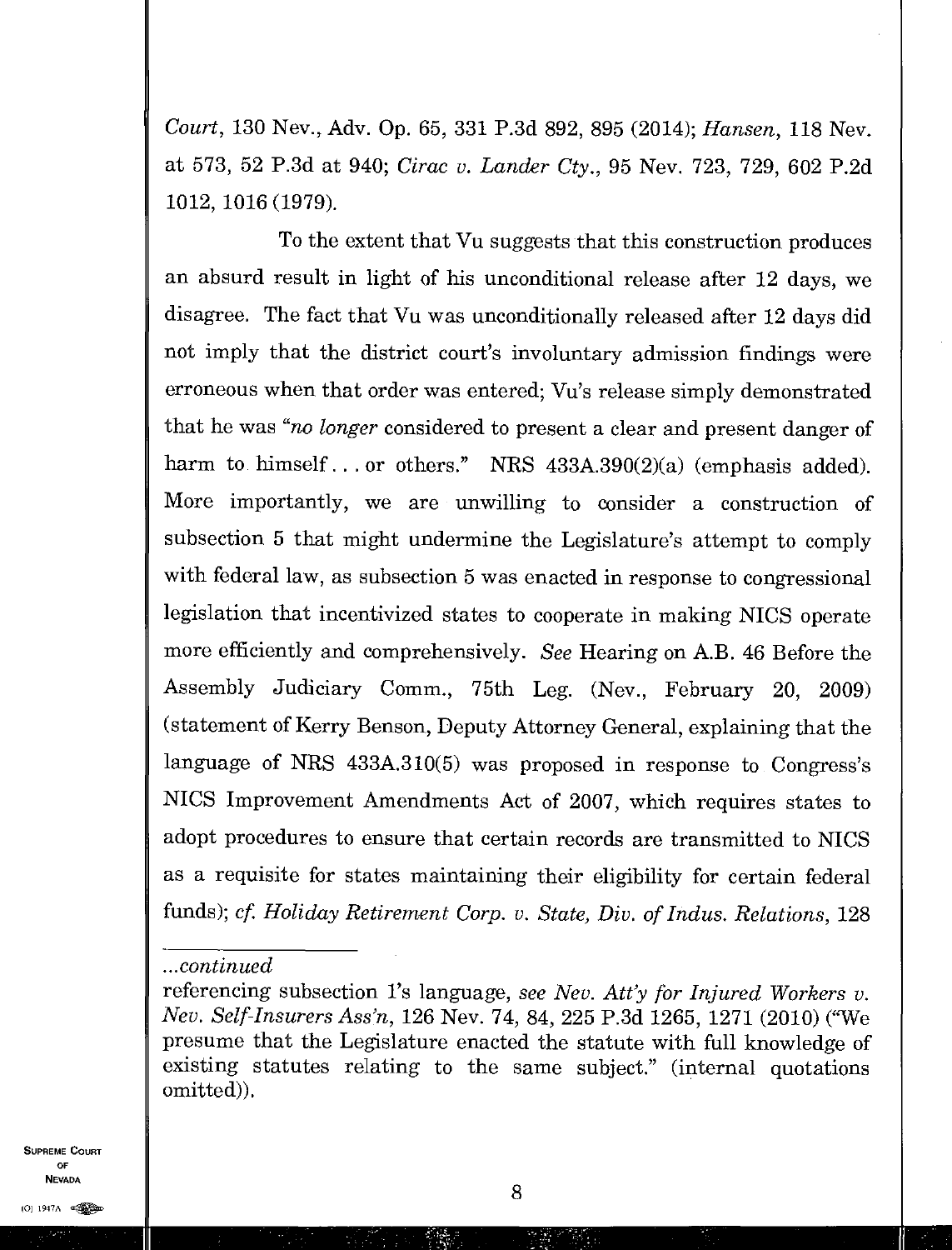*Court*, 130 Nev., Adv. Op. 65, 331 P.3d 892, 895 (2014); *Hansen*, 118 Nev. at 573, 52 P.3d at 940; *Cirac v. Lander Cty.*, 95 Nev. 723, 729, 602 P.2d 1012, 1016 (1979).

To the extent that Vu suggests that this construction produces an absurd result in light of his unconditional release after 12 days, we disagree. The fact that Vu was unconditionally released after 12 days did not imply that the district court's involuntary admission findings were erroneous when that order was entered; Vu's release simply demonstrated that he was "*no longer* considered to present a clear and present danger of harm to himself . . . or others." NRS 433A.390(2)(a) (emphasis added). More importantly, we are unwilling to consider a construction of subsection 5 that might undermine the Legislature's attempt to comply with federal law, as subsection 5 was enacted in response to congressional legislation that incentivized states to cooperate in making NICS operate more efficiently and comprehensively. *See* Hearing on A.B. 46 Before the Assembly Judiciary Comm., 75th Leg. (Nev., February 20, 2009) (statement of Kerry Benson, Deputy Attorney General, explaining that the language of NRS 433A.310(5) was proposed in response to Congress's NICS Improvement Amendments Act of 2007, which requires states to adopt procedures to ensure that certain records are transmitted to NICS as a requisite for states maintaining their eligibility for certain federal funds); *cf. Holiday Retirement Corp. v. State, Div. of Indus. Relations*, 128

---

*...continued*

referencing subsection 1's language, *see Nev. Att'y for Injured Workers v. Nev. Self-Insurers Ass'n*, 126 Nev. 74, 84, 225 P.3d 1265, 1271 (2010) ("We presume that the Legislature enacted the statute with full knowledge of existing statutes relating to the same subject." (internal quotations omitted)).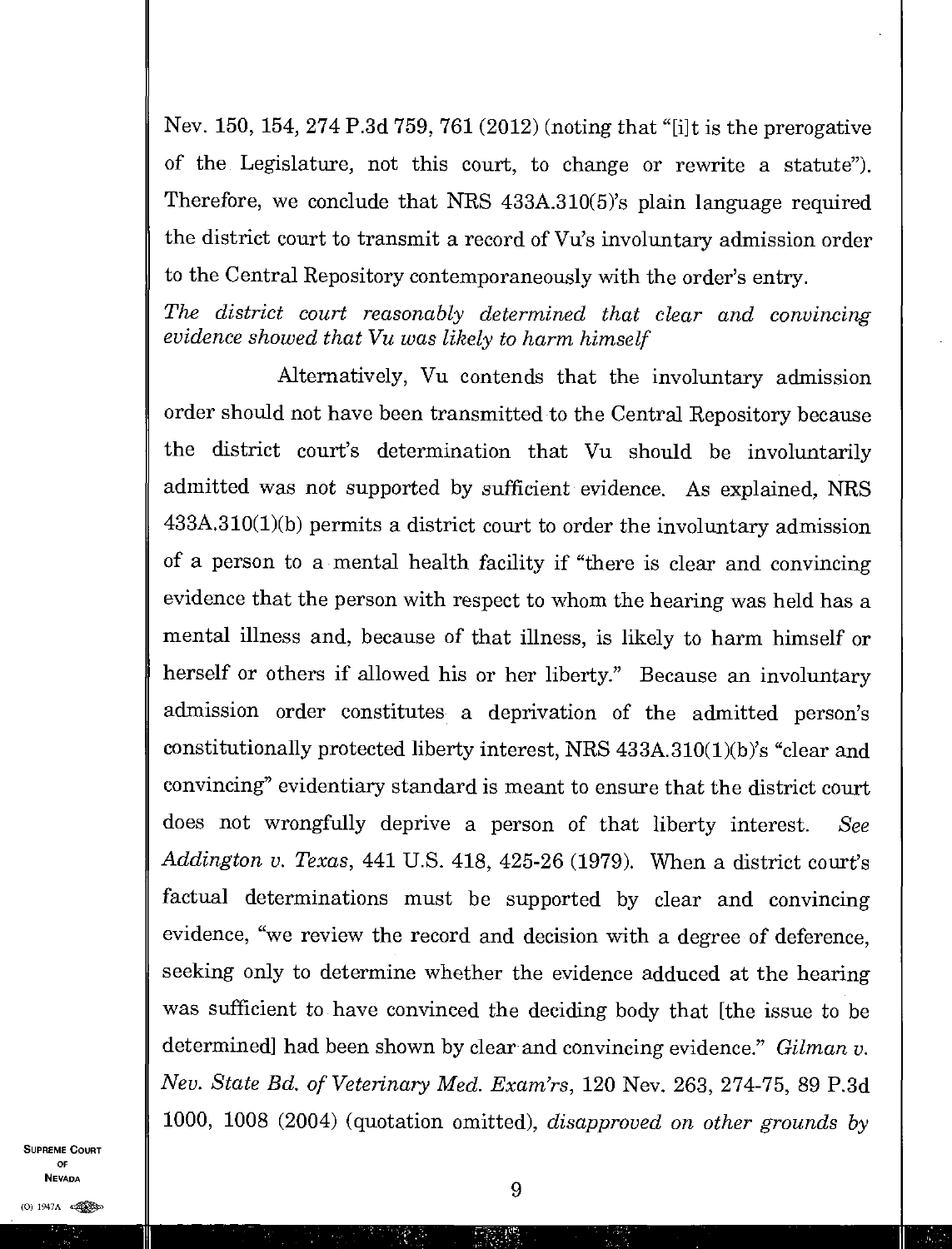Nev. 150, 154, 274 P.3d 759, 761 (2012) (noting that "[i]t is the prerogative of the Legislature, not this court, to change or rewrite a statute"). Therefore, we conclude that NRS 433A.310(5)'s plain language required the district court to transmit a record of Vu's involuntary admission order to the Central Repository contemporaneously with the order's entry.

*The district court reasonably determined that clear and convincing evidence showed that Vu was likely to harm himself*

Alternatively, Vu contends that the involuntary admission order should not have been transmitted to the Central Repository because the district court's determination that Vu should be involuntarily admitted was not supported by sufficient evidence. As explained, NRS 433A.310(1)(b) permits a district court to order the involuntary admission of a person to a mental health facility if "there is clear and convincing evidence that the person with respect to whom the hearing was held has a mental illness and, because of that illness, is likely to harm himself or herself or others if allowed his or her liberty." Because an involuntary admission order constitutes a deprivation of the admitted person's constitutionally protected liberty interest, NRS 433A.310(1)(b)'s "clear and convincing" evidentiary standard is meant to ensure that the district court does not wrongfully deprive a person of that liberty interest. *See Addington v. Texas*, 441 U.S. 418, 425-26 (1979). When a district court's factual determinations must be supported by clear and convincing evidence, "we review the record and decision with a degree of deference, seeking only to determine whether the evidence adduced at the hearing was sufficient to have convinced the deciding body that [the issue to be determined] had been shown by clear and convincing evidence." *Gilman v. Nev. State Bd. of Veterinary Med. Exam'rs*, 120 Nev. 263, 274-75, 89 P.3d 1000, 1008 (2004) (quotation omitted), *disapproved on other grounds by*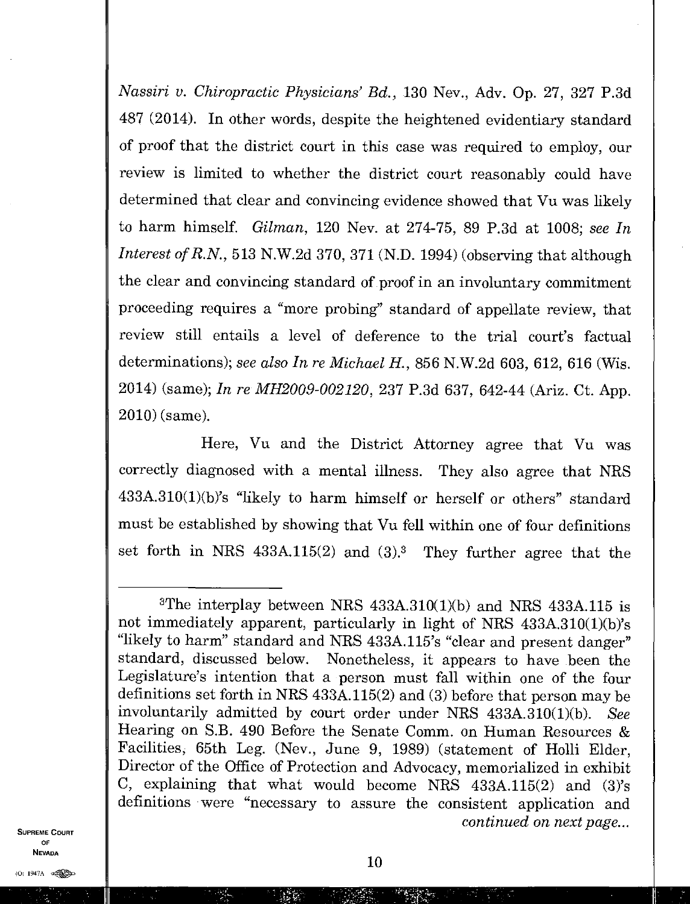*Nassiri v. Chiropractic Physicians' Bd.*, 130 Nev., Adv. Op. 27, 327 P.3d 487 (2014). In other words, despite the heightened evidentiary standard of proof that the district court in this case was required to employ, our review is limited to whether the district court reasonably could have determined that clear and convincing evidence showed that Vu was likely to harm himself. *Gilman*, 120 Nev. at 274-75, 89 P.3d at 1008; *see In Interest of R.N.*, 513 N.W.2d 370, 371 (N.D. 1994) (observing that although the clear and convincing standard of proof in an involuntary commitment proceeding requires a "more probing" standard of appellate review, that review still entails a level of deference to the trial court's factual determinations); *see also In re Michael H.*, 856 N.W.2d 603, 612, 616 (Wis. 2014) (same); *In re MH2009-002120*, 237 P.3d 637, 642-44 (Ariz. Ct. App. 2010) (same).

Here, Vu and the District Attorney agree that Vu was correctly diagnosed with a mental illness. They also agree that NRS 433A.310(1)(b)'s "likely to harm himself or herself or others" standard must be established by showing that Vu fell within one of four definitions set forth in NRS 433A.115(2) and (3).[3] They further agree that the

---

[3]The interplay between NRS 433A.310(1)(b) and NRS 433A.115 is not immediately apparent, particularly in light of NRS 433A.310(1)(b)'s "likely to harm" standard and NRS 433A.115's "clear and present danger" standard, discussed below. Nonetheless, it appears to have been the Legislature's intention that a person must fall within one of the four definitions set forth in NRS 433A.115(2) and (3) before that person may be involuntarily admitted by court order under NRS 433A.310(1)(b). *See* Hearing on S.B. 490 Before the Senate Comm. on Human Resources & Facilities, 65th Leg. (Nev., June 9, 1989) (statement of Holli Elder, Director of the Office of Protection and Advocacy, memorialized in exhibit C, explaining that what would become NRS 433A.115(2) and (3)'s definitions were "necessary to assure the consistent application and *continued on next page...*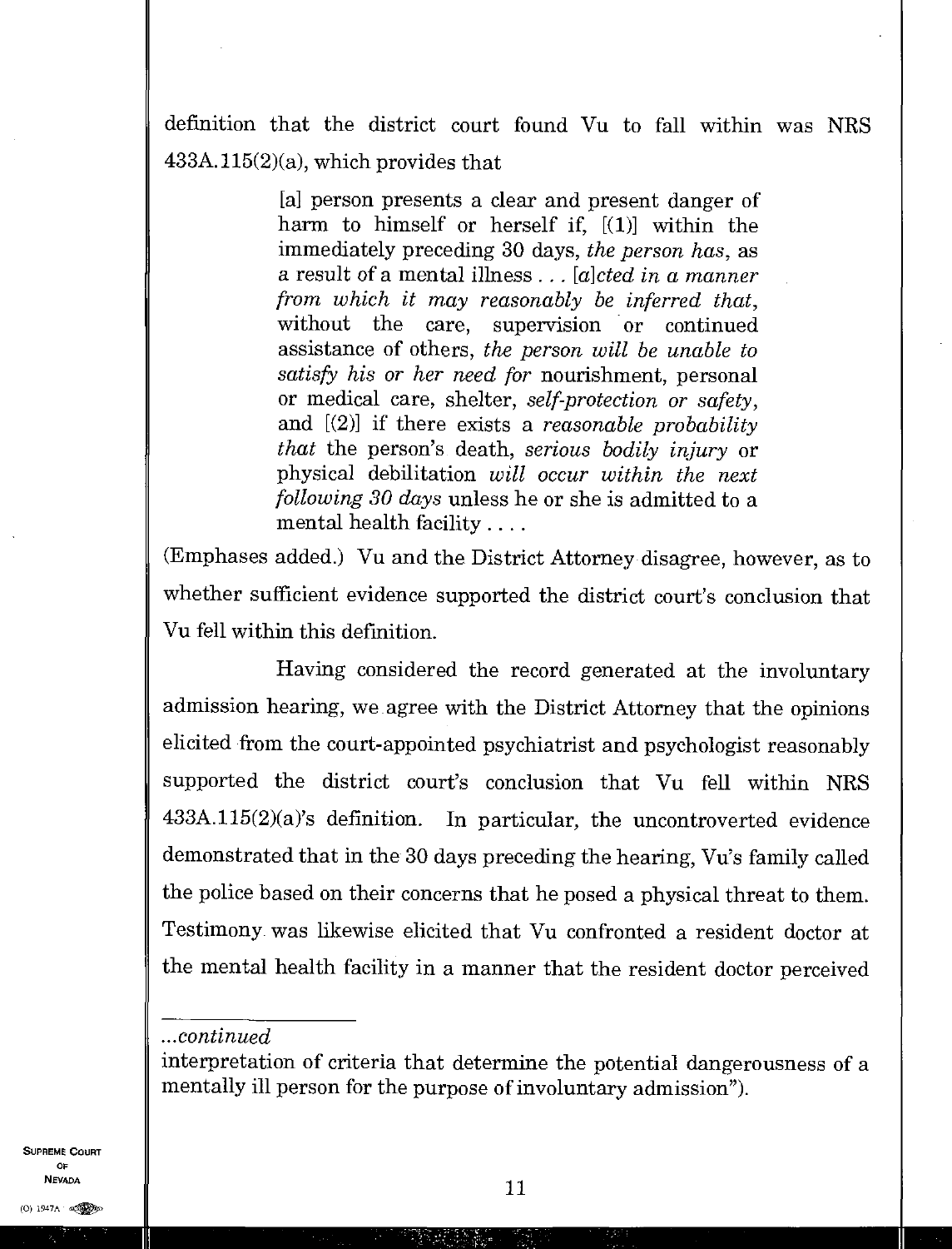definition that the district court found Vu to fall within was NRS 433A.115(2)(a), which provides that

> [a] person presents a clear and present danger of harm to himself or herself if, [(1)] within the immediately preceding 30 days, *the person has*, as a result of a mental illness . . . [*a*]*cted in a manner from which it may reasonably be inferred that*, without the care, supervision or continued assistance of others, *the person will be unable to satisfy his or her need for* nourishment, personal or medical care, shelter, *self-protection or safety*, and [(2)] if there exists a *reasonable probability that* the person's death, *serious bodily injury* or physical debilitation *will occur within the next following 30 days* unless he or she is admitted to a mental health facility . . . .

(Emphases added.) Vu and the District Attorney disagree, however, as to whether sufficient evidence supported the district court's conclusion that Vu fell within this definition.

Having considered the record generated at the involuntary admission hearing, we agree with the District Attorney that the opinions elicited from the court-appointed psychiatrist and psychologist reasonably supported the district court's conclusion that Vu fell within NRS 433A.115(2)(a)'s definition. In particular, the uncontroverted evidence demonstrated that in the 30 days preceding the hearing, Vu's family called the police based on their concerns that he posed a physical threat to them. Testimony was likewise elicited that Vu confronted a resident doctor at the mental health facility in a manner that the resident doctor perceived

---

*...continued*

interpretation of criteria that determine the potential dangerousness of a mentally ill person for the purpose of involuntary admission").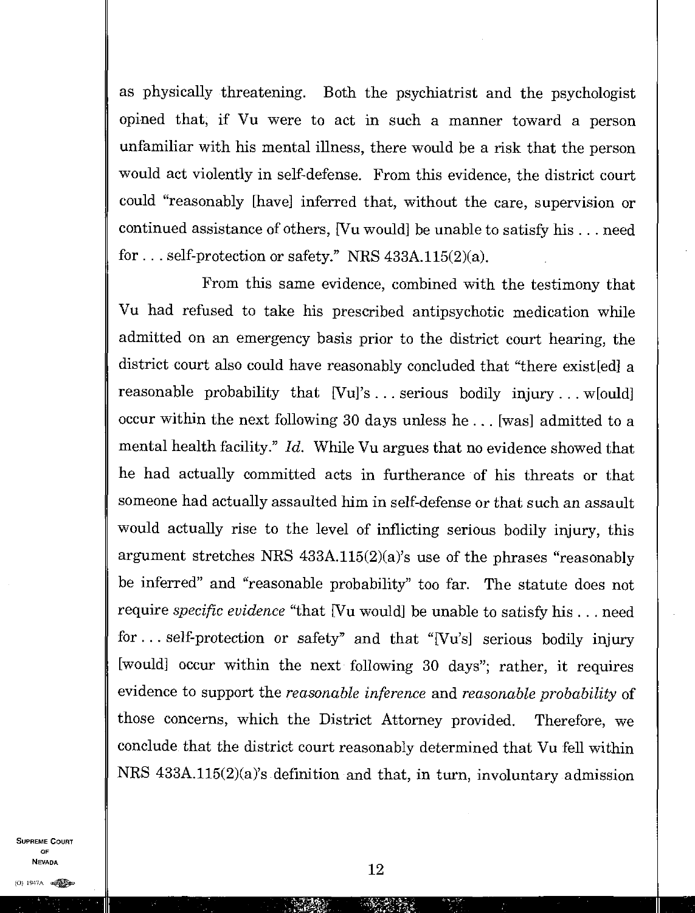as physically threatening. Both the psychiatrist and the psychologist opined that, if Vu were to act in such a manner toward a person unfamiliar with his mental illness, there would be a risk that the person would act violently in self-defense. From this evidence, the district court could "reasonably [have] inferred that, without the care, supervision or continued assistance of others, [Vu would] be unable to satisfy his . . . need for . . . self-protection or safety." NRS 433A.115(2)(a).

From this same evidence, combined with the testimony that Vu had refused to take his prescribed antipsychotic medication while admitted on an emergency basis prior to the district court hearing, the district court also could have reasonably concluded that "there exist[ed] a reasonable probability that [Vu]'s . . . serious bodily injury . . . w[ould] occur within the next following 30 days unless he . . . [was] admitted to a mental health facility." *Id.* While Vu argues that no evidence showed that he had actually committed acts in furtherance of his threats or that someone had actually assaulted him in self-defense or that such an assault would actually rise to the level of inflicting serious bodily injury, this argument stretches NRS 433A.115(2)(a)'s use of the phrases "reasonably be inferred" and "reasonable probability" too far. The statute does not require *specific evidence* "that [Vu would] be unable to satisfy his . . . need for . . . self-protection or safety" and that "[Vu's] serious bodily injury [would] occur within the next following 30 days"; rather, it requires evidence to support the *reasonable inference* and *reasonable probability* of those concerns, which the District Attorney provided. Therefore, we conclude that the district court reasonably determined that Vu fell within NRS 433A.115(2)(a)'s definition and that, in turn, involuntary admission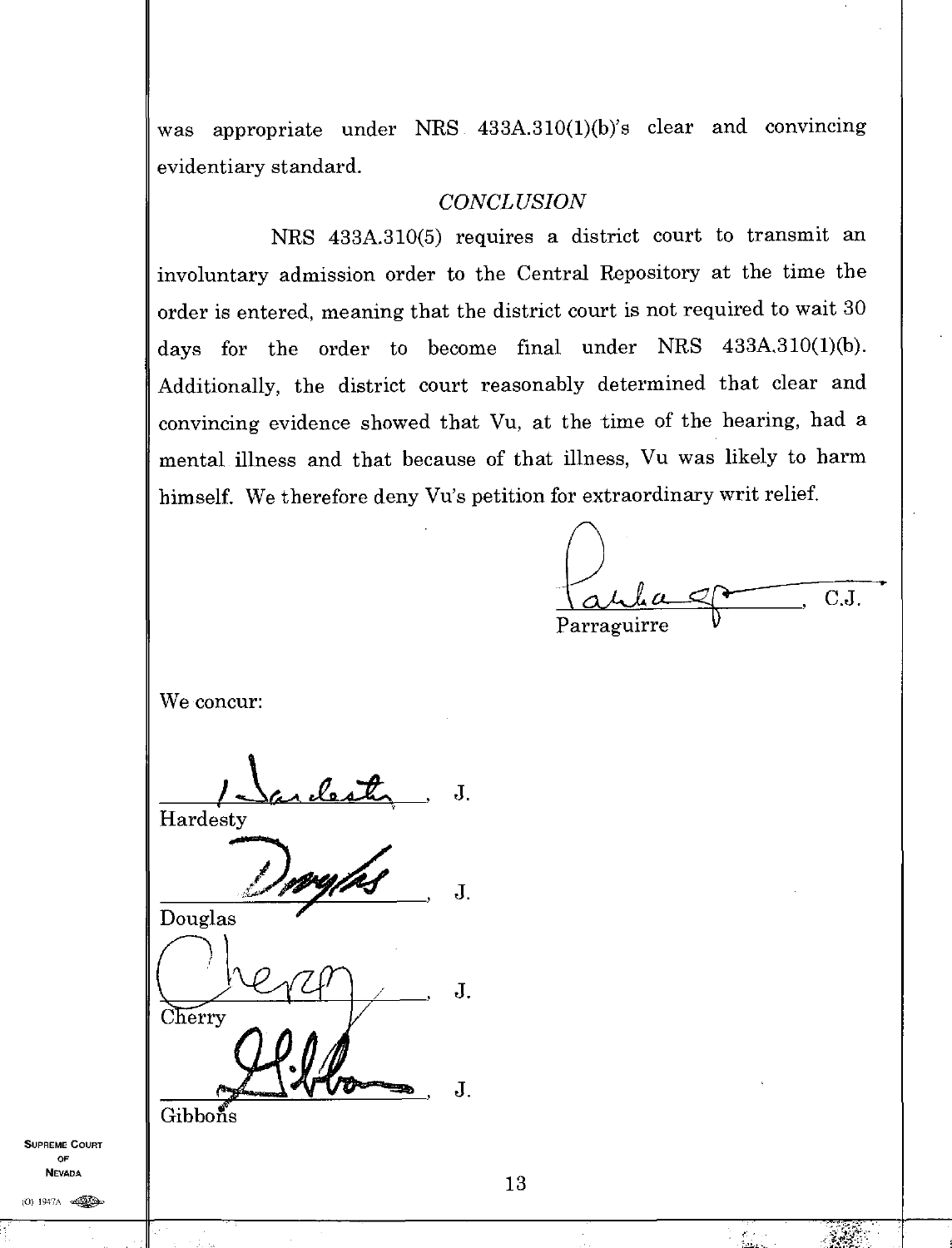was appropriate under NRS 433A.310(1)(b)'s clear and convincing evidentiary standard.

## *CONCLUSION*

NRS 433A.310(5) requires a district court to transmit an involuntary admission order to the Central Repository at the time the order is entered, meaning that the district court is not required to wait 30 days for the order to become final under NRS 433A.310(1)(b). Additionally, the district court reasonably determined that clear and convincing evidence showed that Vu, at the time of the hearing, had a mental illness and that because of that illness, Vu was likely to harm himself. We therefore deny Vu's petition for extraordinary writ relief.

_____________________, C.J.
Parraguirre

We concur:

_____________________, J.
Hardesty

_____________________, J.
Douglas

_____________________, J.
Cherry

_____________________, J.
Gibbons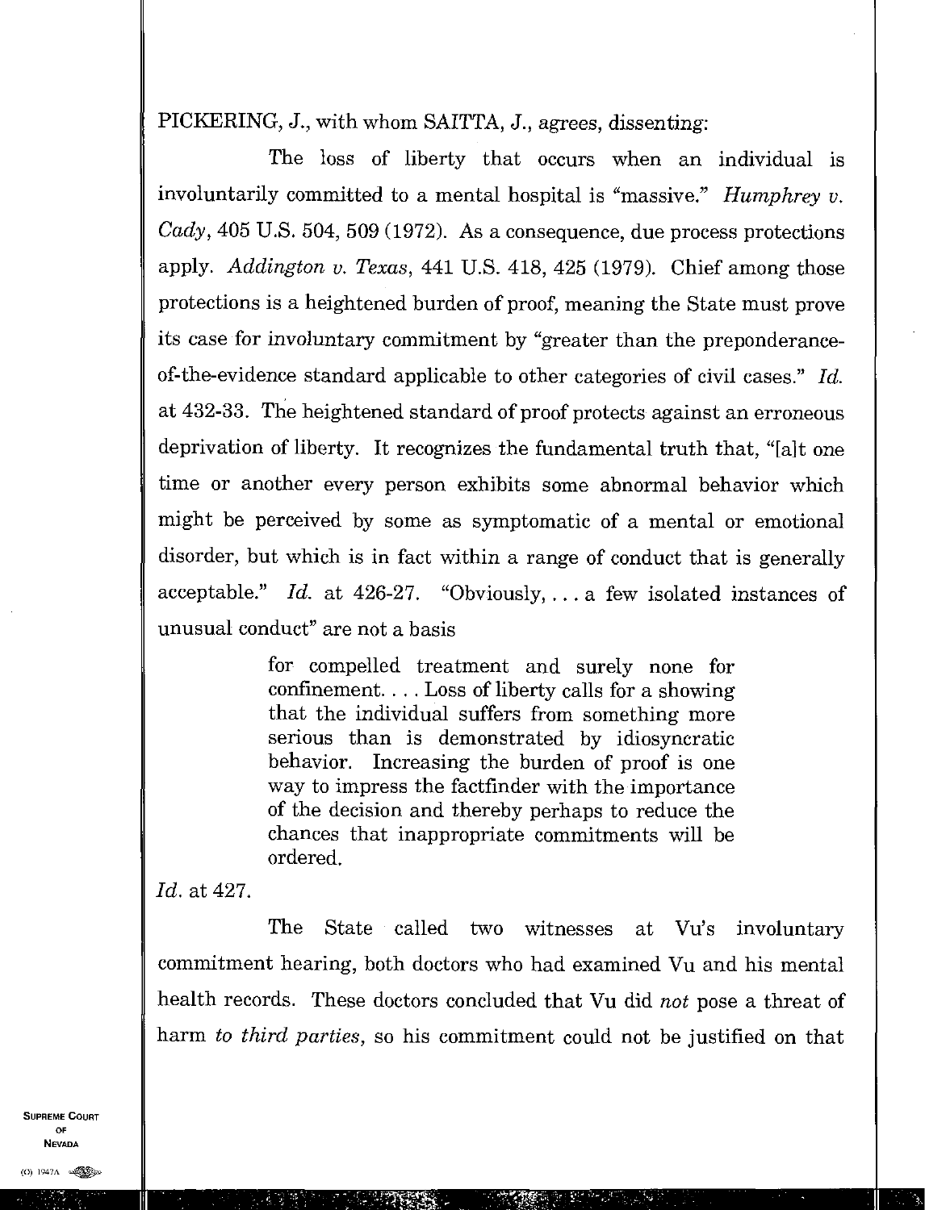PICKERING, J., with whom SAITTA, J., agrees, dissenting:

The loss of liberty that occurs when an individual is involuntarily committed to a mental hospital is "massive." *Humphrey v. Cady*, 405 U.S. 504, 509 (1972). As a consequence, due process protections apply. *Addington v. Texas*, 441 U.S. 418, 425 (1979). Chief among those protections is a heightened burden of proof, meaning the State must prove its case for involuntary commitment by "greater than the preponderance-of-the-evidence standard applicable to other categories of civil cases." *Id.* at 432-33. The heightened standard of proof protects against an erroneous deprivation of liberty. It recognizes the fundamental truth that, "[a]t one time or another every person exhibits some abnormal behavior which might be perceived by some as symptomatic of a mental or emotional disorder, but which is in fact within a range of conduct that is generally acceptable." *Id.* at 426-27. "Obviously, . . . a few isolated instances of unusual conduct" are not a basis

> for compelled treatment and surely none for confinement. . . . Loss of liberty calls for a showing that the individual suffers from something more serious than is demonstrated by idiosyncratic behavior. Increasing the burden of proof is one way to impress the factfinder with the importance of the decision and thereby perhaps to reduce the chances that inappropriate commitments will be ordered.

*Id.* at 427.

The State called two witnesses at Vu's involuntary commitment hearing, both doctors who had examined Vu and his mental health records. These doctors concluded that Vu did *not* pose a threat of harm *to third parties*, so his commitment could not be justified on that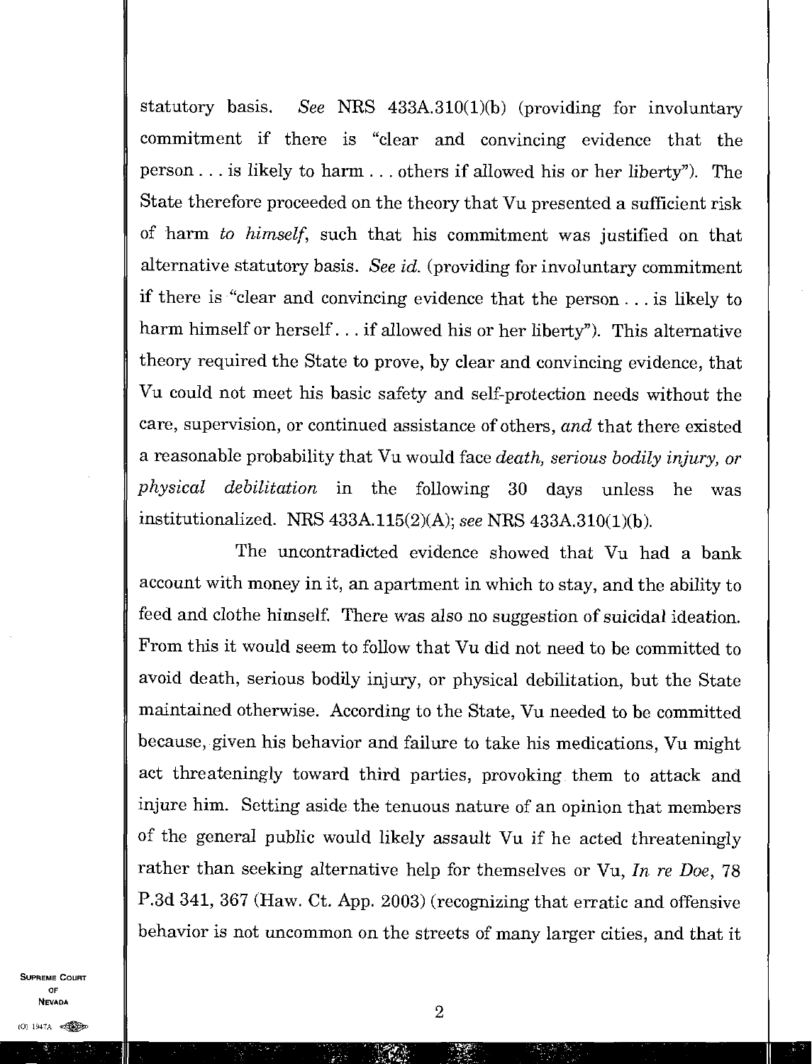statutory basis. *See* NRS 433A.310(1)(b) (providing for involuntary commitment if there is "clear and convincing evidence that the person . . . is likely to harm . . . others if allowed his or her liberty"). The State therefore proceeded on the theory that Vu presented a sufficient risk of harm *to himself*, such that his commitment was justified on that alternative statutory basis. *See id.* (providing for involuntary commitment if there is "clear and convincing evidence that the person . . . is likely to harm himself or herself . . . if allowed his or her liberty"). This alternative theory required the State to prove, by clear and convincing evidence, that Vu could not meet his basic safety and self-protection needs without the care, supervision, or continued assistance of others, *and* that there existed a reasonable probability that Vu would face *death, serious bodily injury, or physical debilitation* in the following 30 days unless he was institutionalized. NRS 433A.115(2)(A); *see* NRS 433A.310(1)(b).

The uncontradicted evidence showed that Vu had a bank account with money in it, an apartment in which to stay, and the ability to feed and clothe himself. There was also no suggestion of suicidal ideation. From this it would seem to follow that Vu did not need to be committed to avoid death, serious bodily injury, or physical debilitation, but the State maintained otherwise. According to the State, Vu needed to be committed because, given his behavior and failure to take his medications, Vu might act threateningly toward third parties, provoking them to attack and injure him. Setting aside the tenuous nature of an opinion that members of the general public would likely assault Vu if he acted threateningly rather than seeking alternative help for themselves or Vu, *In re Doe*, 78 P.3d 341, 367 (Haw. Ct. App. 2003) (recognizing that erratic and offensive behavior is not uncommon on the streets of many larger cities, and that it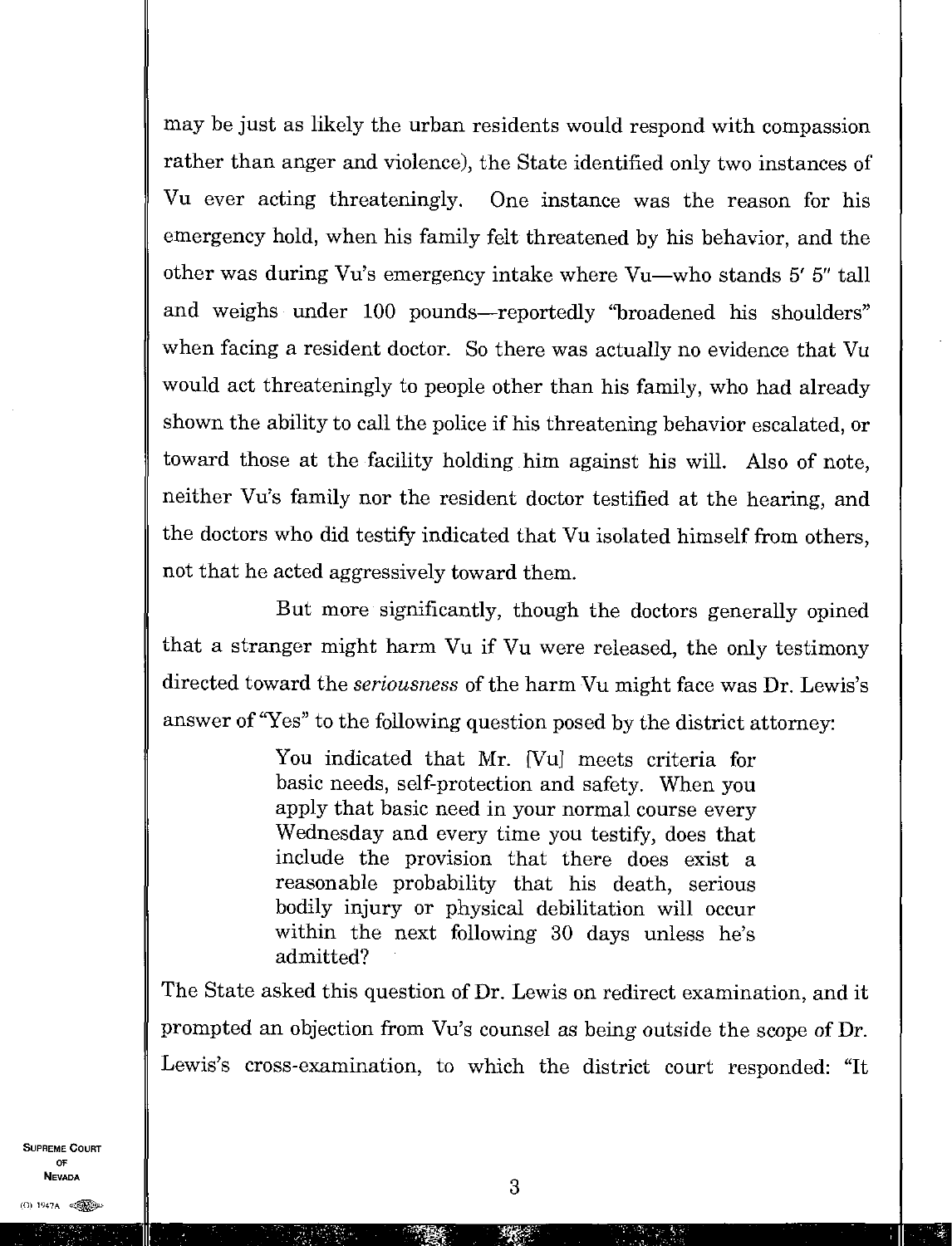may be just as likely the urban residents would respond with compassion rather than anger and violence), the State identified only two instances of Vu ever acting threateningly. One instance was the reason for his emergency hold, when his family felt threatened by his behavior, and the other was during Vu's emergency intake where Vu—who stands 5′ 5″ tall and weighs under 100 pounds—reportedly "broadened his shoulders" when facing a resident doctor. So there was actually no evidence that Vu would act threateningly to people other than his family, who had already shown the ability to call the police if his threatening behavior escalated, or toward those at the facility holding him against his will. Also of note, neither Vu's family nor the resident doctor testified at the hearing, and the doctors who did testify indicated that Vu isolated himself from others, not that he acted aggressively toward them.

But more significantly, though the doctors generally opined that a stranger might harm Vu if Vu were released, the only testimony directed toward the *seriousness* of the harm Vu might face was Dr. Lewis's answer of "Yes" to the following question posed by the district attorney:

> You indicated that Mr. [Vu] meets criteria for basic needs, self-protection and safety. When you apply that basic need in your normal course every Wednesday and every time you testify, does that include the provision that there does exist a reasonable probability that his death, serious bodily injury or physical debilitation will occur within the next following 30 days unless he's admitted?

The State asked this question of Dr. Lewis on redirect examination, and it prompted an objection from Vu's counsel as being outside the scope of Dr. Lewis's cross-examination, to which the district court responded: "It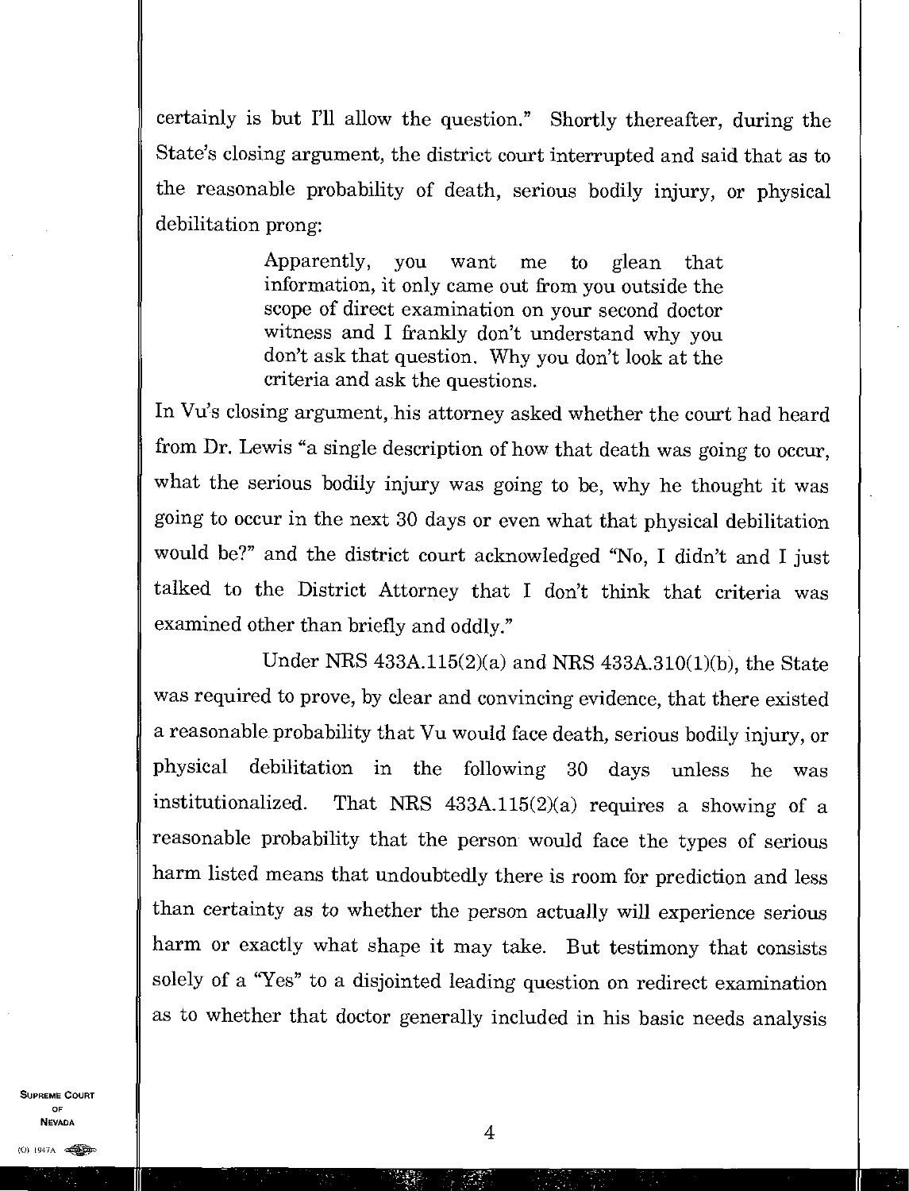certainly is but I'll allow the question." Shortly thereafter, during the State's closing argument, the district court interrupted and said that as to the reasonable probability of death, serious bodily injury, or physical debilitation prong:

> Apparently, you want me to glean that information, it only came out from you outside the scope of direct examination on your second doctor witness and I frankly don't understand why you don't ask that question. Why you don't look at the criteria and ask the questions.

In Vu's closing argument, his attorney asked whether the court had heard from Dr. Lewis "a single description of how that death was going to occur, what the serious bodily injury was going to be, why he thought it was going to occur in the next 30 days or even what that physical debilitation would be?" and the district court acknowledged "No, I didn't and I just talked to the District Attorney that I don't think that criteria was examined other than briefly and oddly."

Under NRS 433A.115(2)(a) and NRS 433A.310(1)(b), the State was required to prove, by clear and convincing evidence, that there existed a reasonable probability that Vu would face death, serious bodily injury, or physical debilitation in the following 30 days unless he was institutionalized. That NRS 433A.115(2)(a) requires a showing of a reasonable probability that the person would face the types of serious harm listed means that undoubtedly there is room for prediction and less than certainty as to whether the person actually will experience serious harm or exactly what shape it may take. But testimony that consists solely of a "Yes" to a disjointed leading question on redirect examination as to whether that doctor generally included in his basic needs analysis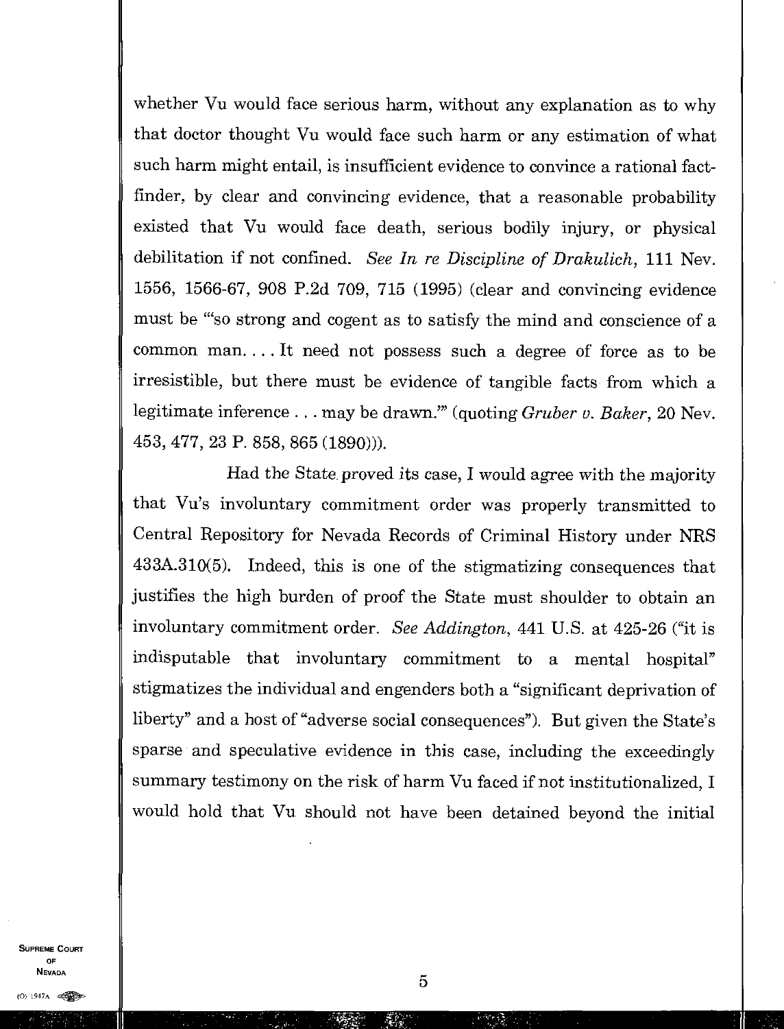whether Vu would face serious harm, without any explanation as to why that doctor thought Vu would face such harm or any estimation of what such harm might entail, is insufficient evidence to convince a rational fact-finder, by clear and convincing evidence, that a reasonable probability existed that Vu would face death, serious bodily injury, or physical debilitation if not confined. *See In re Discipline of Drakulich*, 111 Nev. 1556, 1566-67, 908 P.2d 709, 715 (1995) (clear and convincing evidence must be "'so strong and cogent as to satisfy the mind and conscience of a common man. . . . It need not possess such a degree of force as to be irresistible, but there must be evidence of tangible facts from which a legitimate inference . . . may be drawn.'" (quoting *Gruber v. Baker*, 20 Nev. 453, 477, 23 P. 858, 865 (1890))).

Had the State proved its case, I would agree with the majority that Vu's involuntary commitment order was properly transmitted to Central Repository for Nevada Records of Criminal History under NRS 433A.310(5). Indeed, this is one of the stigmatizing consequences that justifies the high burden of proof the State must shoulder to obtain an involuntary commitment order. *See Addington*, 441 U.S. at 425-26 ("it is indisputable that involuntary commitment to a mental hospital" stigmatizes the individual and engenders both a "significant deprivation of liberty" and a host of "adverse social consequences"). But given the State's sparse and speculative evidence in this case, including the exceedingly summary testimony on the risk of harm Vu faced if not institutionalized, I would hold that Vu should not have been detained beyond the initial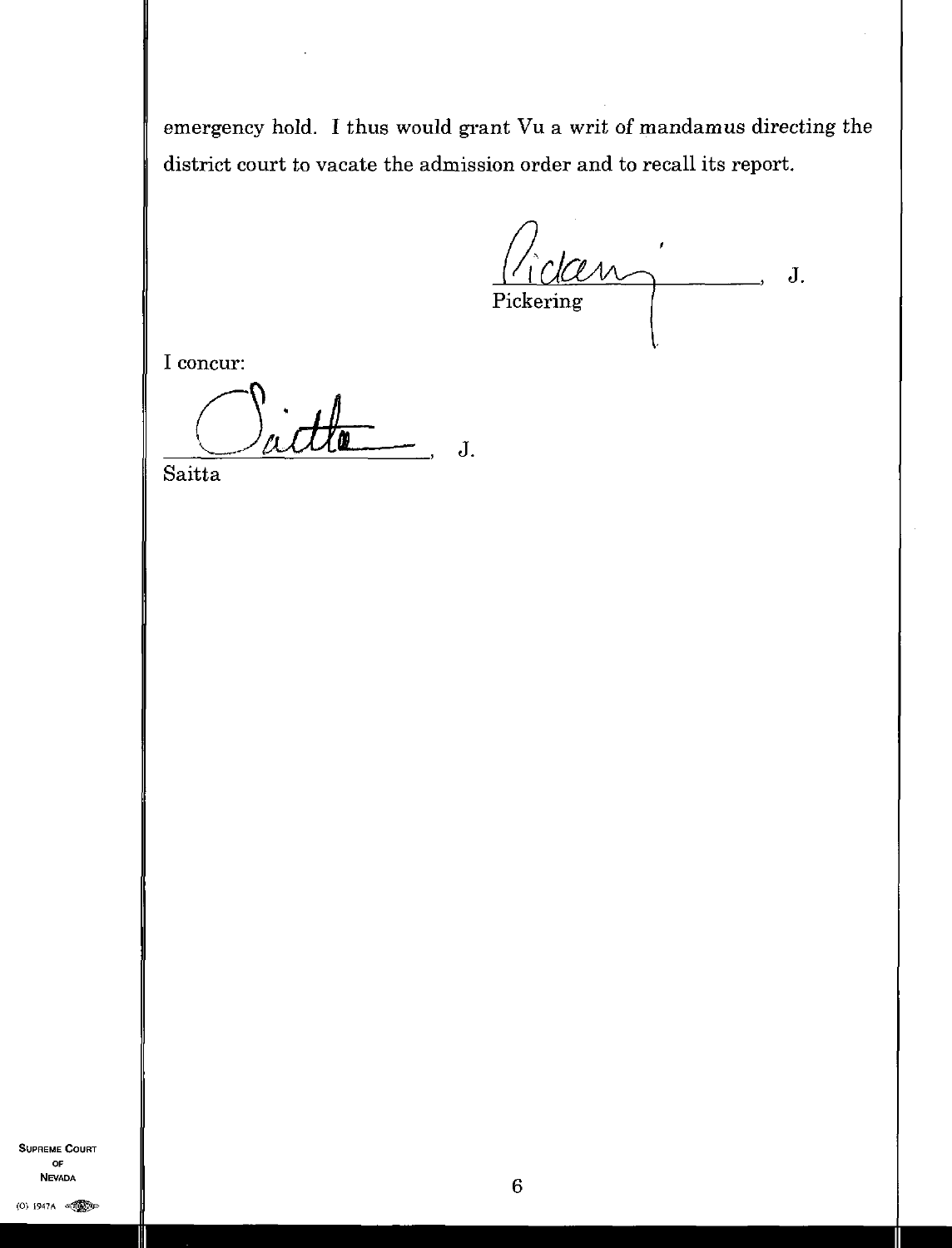emergency hold. I thus would grant Vu a writ of mandamus directing the district court to vacate the admission order and to recall its report.

_______________, J.
Pickering

I concur:

_______________, J.
Saitta